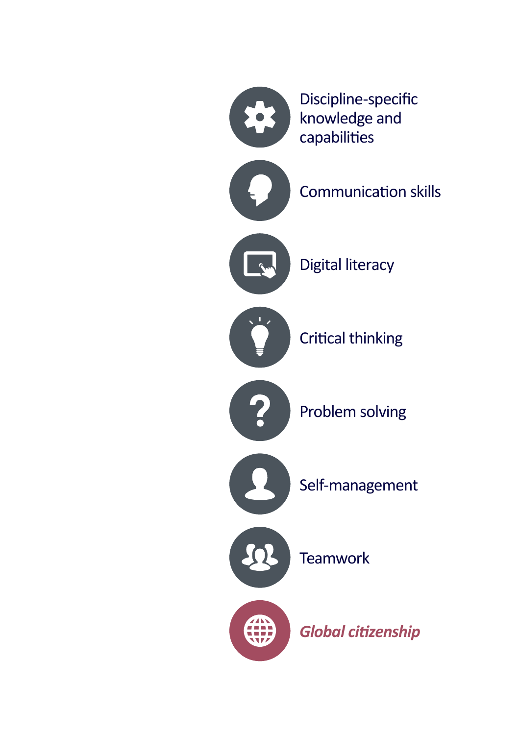- Discipline-specific knowledge and capabilities
- Communication skills
- Digital literacy
- Critical thinking
- Problem solving
- Self-management
- Teamwork
- ***Global citizenship***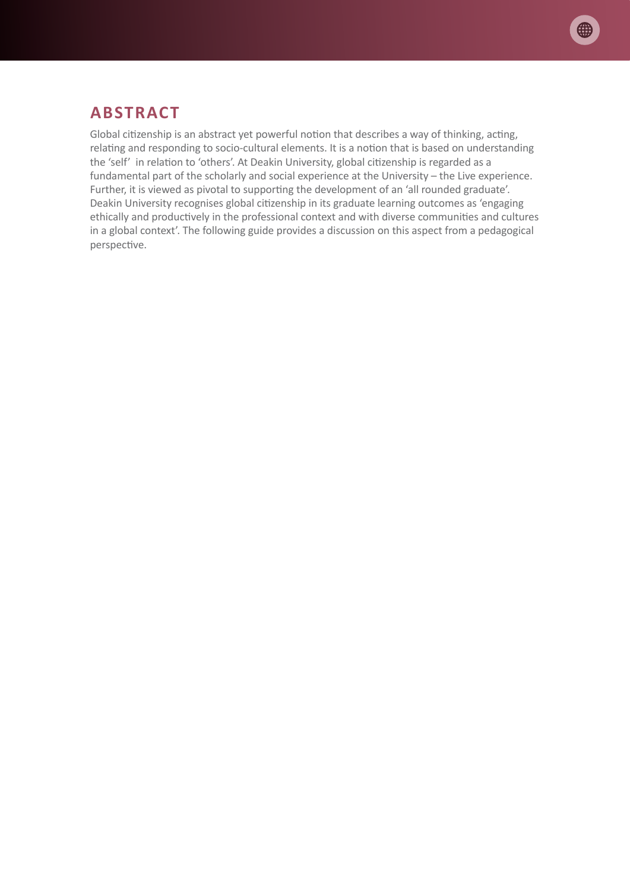## ABSTRACT

Global citizenship is an abstract yet powerful notion that describes a way of thinking, acting, relating and responding to socio-cultural elements. It is a notion that is based on understanding the 'self' in relation to 'others'. At Deakin University, global citizenship is regarded as a fundamental part of the scholarly and social experience at the University – the Live experience. Further, it is viewed as pivotal to supporting the development of an 'all rounded graduate'. Deakin University recognises global citizenship in its graduate learning outcomes as 'engaging ethically and productively in the professional context and with diverse communities and cultures in a global context'. The following guide provides a discussion on this aspect from a pedagogical perspective.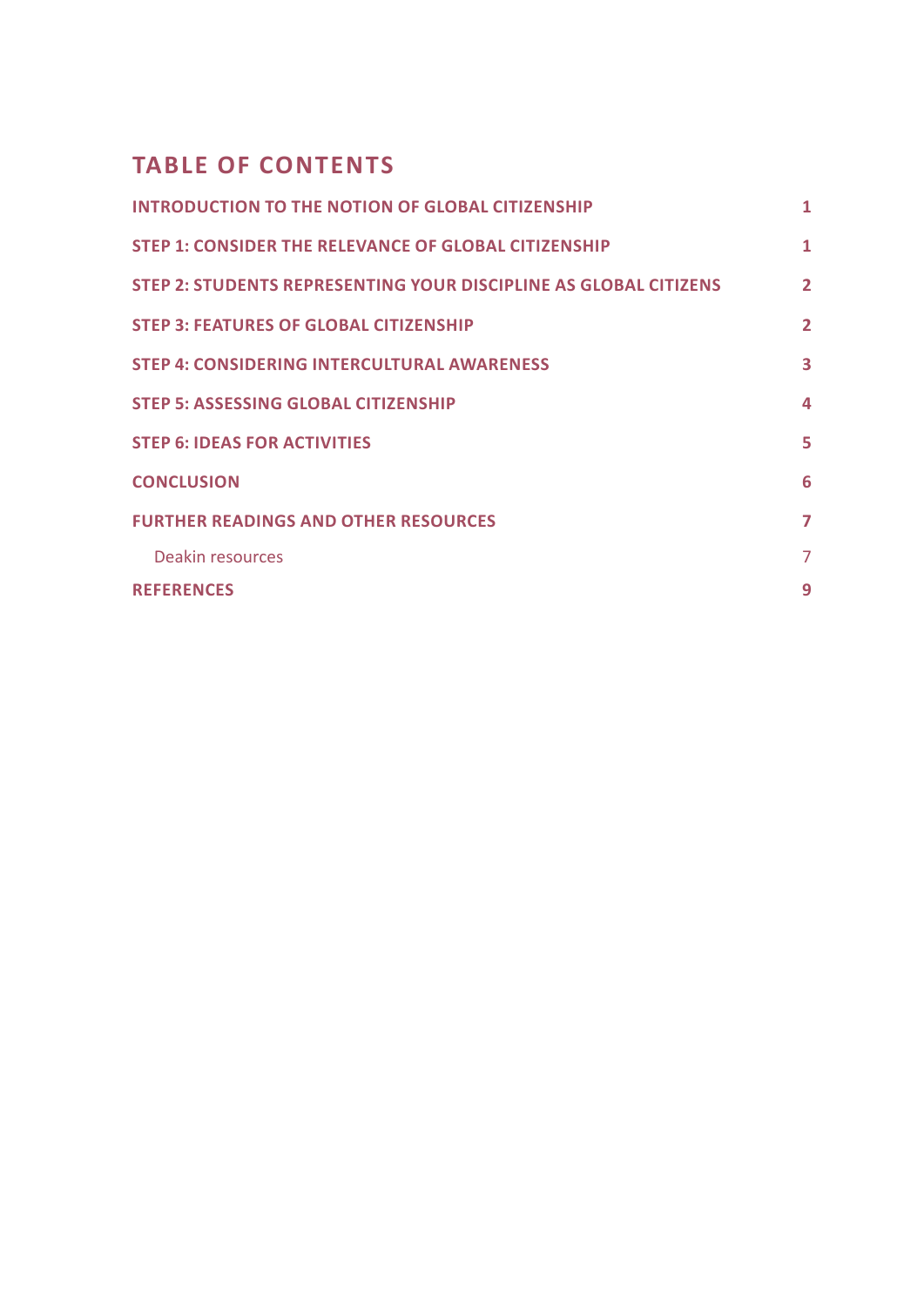## TABLE OF CONTENTS

INTRODUCTION TO THE NOTION OF GLOBAL CITIZENSHIP 1

STEP 1: CONSIDER THE RELEVANCE OF GLOBAL CITIZENSHIP 1

STEP 2: STUDENTS REPRESENTING YOUR DISCIPLINE AS GLOBAL CITIZENS 2

STEP 3: FEATURES OF GLOBAL CITIZENSHIP 2

STEP 4: CONSIDERING INTERCULTURAL AWARENESS 3

STEP 5: ASSESSING GLOBAL CITIZENSHIP 4

STEP 6: IDEAS FOR ACTIVITIES 5

CONCLUSION 6

FURTHER READINGS AND OTHER RESOURCES 7

- Deakin resources 7

REFERENCES 9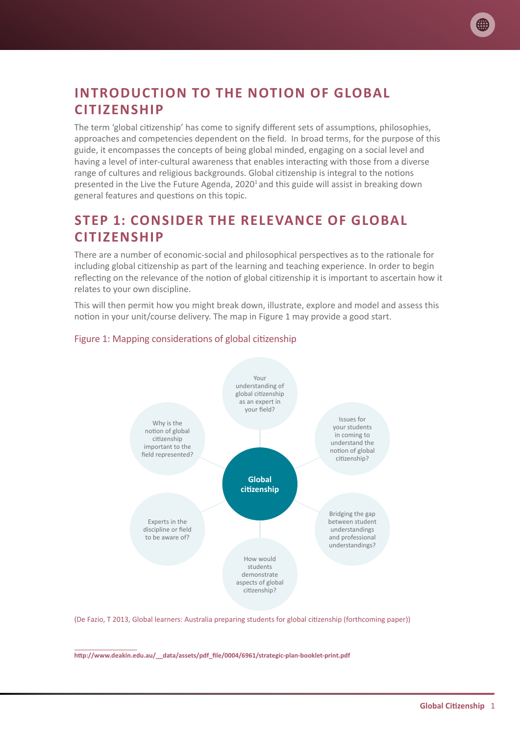## INTRODUCTION TO THE NOTION OF GLOBAL CITIZENSHIP

The term 'global citizenship' has come to signify different sets of assumptions, philosophies, approaches and competencies dependent on the field. In broad terms, for the purpose of this guide, it encompasses the concepts of being global minded, engaging on a social level and having a level of inter-cultural awareness that enables interacting with those from a diverse range of cultures and religious backgrounds. Global citizenship is integral to the notions presented in the Live the Future Agenda, 2020[1] and this guide will assist in breaking down general features and questions on this topic.

## STEP 1: CONSIDER THE RELEVANCE OF GLOBAL CITIZENSHIP

There are a number of economic-social and philosophical perspectives as to the rationale for including global citizenship as part of the learning and teaching experience. In order to begin reflecting on the relevance of the notion of global citizenship it is important to ascertain how it relates to your own discipline.

This will then permit how you might break down, illustrate, explore and model and assess this notion in your unit/course delivery. The map in Figure 1 may provide a good start.

Figure 1: Mapping considerations of global citizenship

Global citizenship

Your understanding of global citizenship as an expert in your field?

Issues for your students in coming to understand the notion of global citizenship?

Bridging the gap between student understandings and professional understandings?

How would students demonstrate aspects of global citizenship?

Experts in the discipline or field to be aware of?

Why is the notion of global citizenship important to the field represented?

(De Fazio, T 2013, Global learners: Australia preparing students for global citizenship (forthcoming paper))

---

[1] http://www.deakin.edu.au/__data/assets/pdf_file/0004/6961/strategic-plan-booklet-print.pdf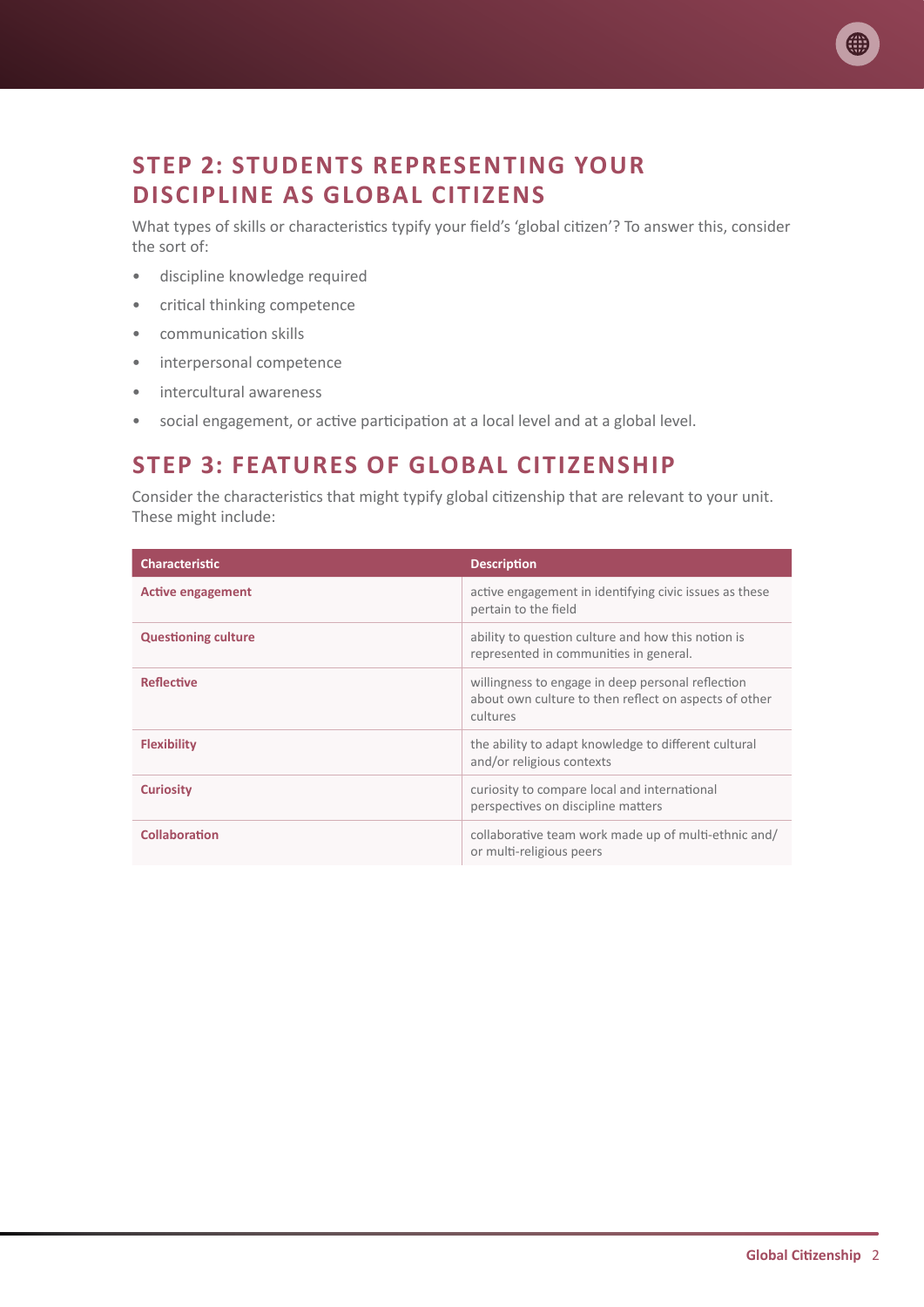## STEP 2: STUDENTS REPRESENTING YOUR DISCIPLINE AS GLOBAL CITIZENS

What types of skills or characteristics typify your field's 'global citizen'? To answer this, consider the sort of:

- discipline knowledge required
- critical thinking competence
- communication skills
- interpersonal competence
- intercultural awareness
- social engagement, or active participation at a local level and at a global level.

## STEP 3: FEATURES OF GLOBAL CITIZENSHIP

Consider the characteristics that might typify global citizenship that are relevant to your unit. These might include:

| Characteristic | Description |
|---|---|
| **Active engagement** | active engagement in identifying civic issues as these pertain to the field |
| **Questioning culture** | ability to question culture and how this notion is represented in communities in general. |
| **Reflective** | willingness to engage in deep personal reflection about own culture to then reflect on aspects of other cultures |
| **Flexibility** | the ability to adapt knowledge to different cultural and/or religious contexts |
| **Curiosity** | curiosity to compare local and international perspectives on discipline matters |
| **Collaboration** | collaborative team work made up of multi-ethnic and/or multi-religious peers |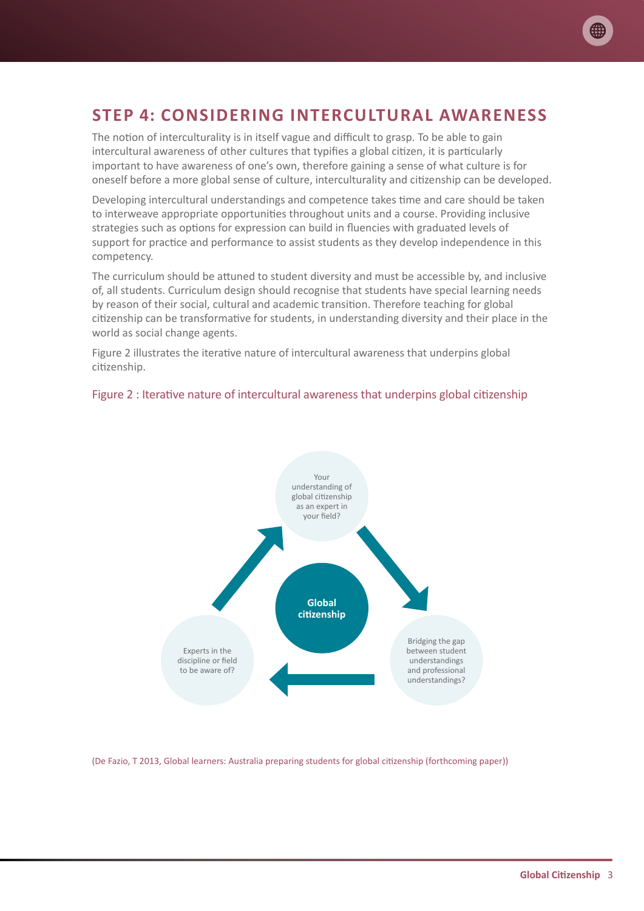## STEP 4: CONSIDERING INTERCULTURAL AWARENESS

The notion of interculturality is in itself vague and difficult to grasp. To be able to gain intercultural awareness of other cultures that typifies a global citizen, it is particularly important to have awareness of one's own, therefore gaining a sense of what culture is for oneself before a more global sense of culture, interculturality and citizenship can be developed.

Developing intercultural understandings and competence takes time and care should be taken to interweave appropriate opportunities throughout units and a course. Providing inclusive strategies such as options for expression can build in fluencies with graduated levels of support for practice and performance to assist students as they develop independence in this competency.

The curriculum should be attuned to student diversity and must be accessible by, and inclusive of, all students. Curriculum design should recognise that students have special learning needs by reason of their social, cultural and academic transition. Therefore teaching for global citizenship can be transformative for students, in understanding diversity and their place in the world as social change agents.

Figure 2 illustrates the iterative nature of intercultural awareness that underpins global citizenship.

Figure 2 : Iterative nature of intercultural awareness that underpins global citizenship

Your understanding of global citizenship as an expert in your field?

Global citizenship

Bridging the gap between student understandings and professional understandings?

Experts in the discipline or field to be aware of?

(De Fazio, T 2013, Global learners: Australia preparing students for global citizenship (forthcoming paper))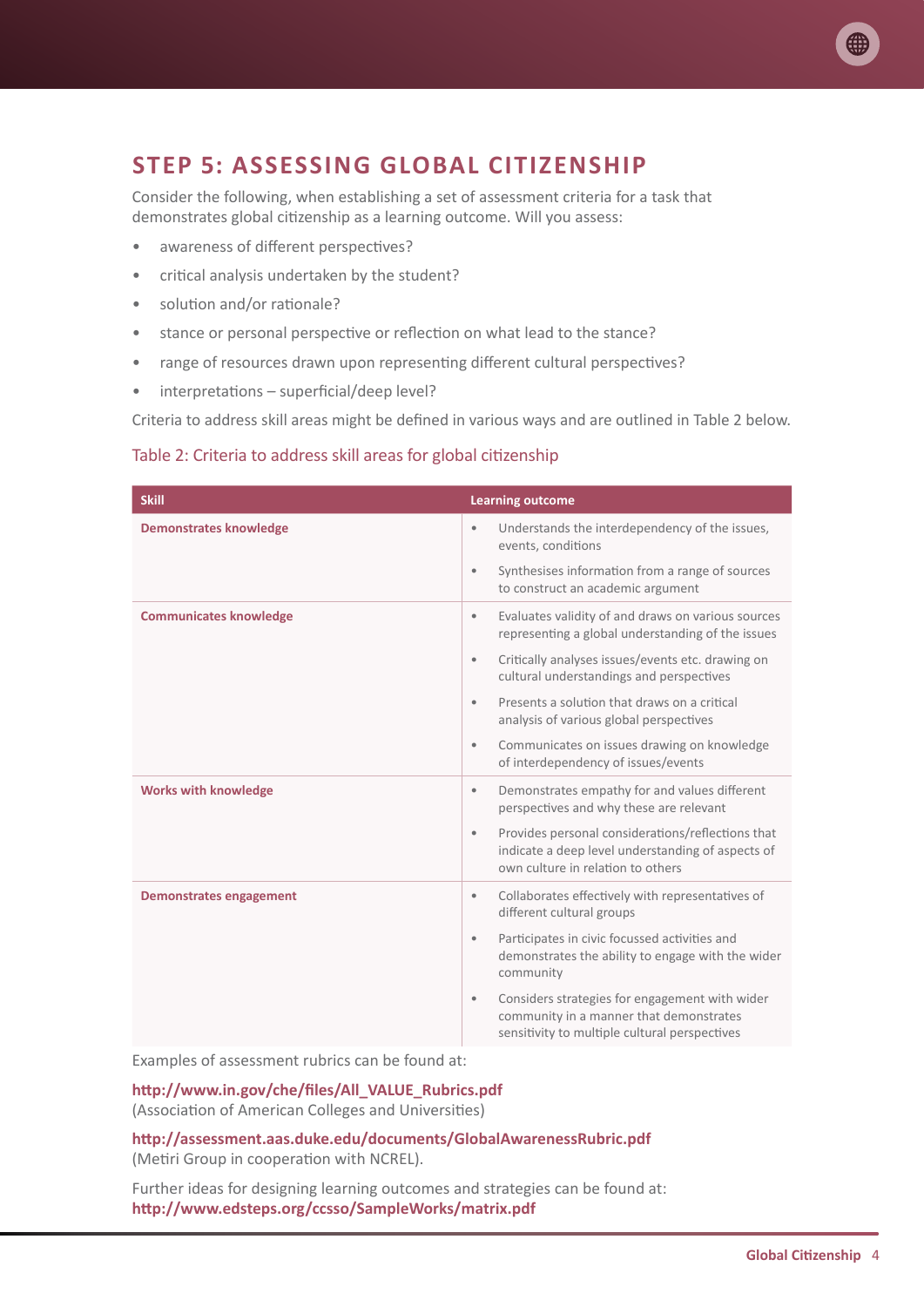## STEP 5: ASSESSING GLOBAL CITIZENSHIP

Consider the following, when establishing a set of assessment criteria for a task that demonstrates global citizenship as a learning outcome. Will you assess:

- awareness of different perspectives?
- critical analysis undertaken by the student?
- solution and/or rationale?
- stance or personal perspective or reflection on what lead to the stance?
- range of resources drawn upon representing different cultural perspectives?
- interpretations – superficial/deep level?

Criteria to address skill areas might be defined in various ways and are outlined in Table 2 below.

Table 2: Criteria to address skill areas for global citizenship

| Skill | Learning outcome |
| --- | --- |
| **Demonstrates knowledge** | • Understands the interdependency of the issues, events, conditions<br>• Synthesises information from a range of sources to construct an academic argument |
| **Communicates knowledge** | • Evaluates validity of and draws on various sources representing a global understanding of the issues<br>• Critically analyses issues/events etc. drawing on cultural understandings and perspectives<br>• Presents a solution that draws on a critical analysis of various global perspectives<br>• Communicates on issues drawing on knowledge of interdependency of issues/events |
| **Works with knowledge** | • Demonstrates empathy for and values different perspectives and why these are relevant<br>• Provides personal considerations/reflections that indicate a deep level understanding of aspects of own culture in relation to others |
| **Demonstrates engagement** | • Collaborates effectively with representatives of different cultural groups<br>• Participates in civic focussed activities and demonstrates the ability to engage with the wider community<br>• Considers strategies for engagement with wider community in a manner that demonstrates sensitivity to multiple cultural perspectives |

Examples of assessment rubrics can be found at:

**http://www.in.gov/che/files/All_VALUE_Rubrics.pdf**
(Association of American Colleges and Universities)

**http://assessment.aas.duke.edu/documents/GlobalAwarenessRubric.pdf**
(Metiri Group in cooperation with NCREL).

Further ideas for designing learning outcomes and strategies can be found at:
**http://www.edsteps.org/ccsso/SampleWorks/matrix.pdf**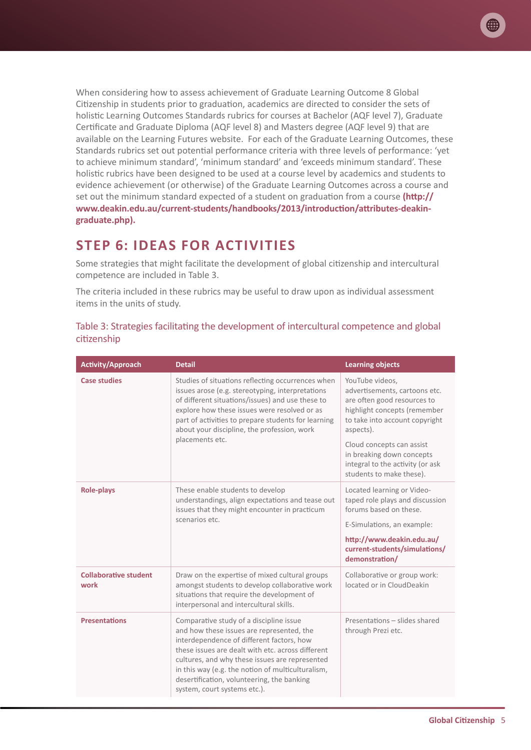When considering how to assess achievement of Graduate Learning Outcome 8 Global Citizenship in students prior to graduation, academics are directed to consider the sets of holistic Learning Outcomes Standards rubrics for courses at Bachelor (AQF level 7), Graduate Certificate and Graduate Diploma (AQF level 8) and Masters degree (AQF level 9) that are available on the Learning Futures website. For each of the Graduate Learning Outcomes, these Standards rubrics set out potential performance criteria with three levels of performance: 'yet to achieve minimum standard', 'minimum standard' and 'exceeds minimum standard'. These holistic rubrics have been designed to be used at a course level by academics and students to evidence achievement (or otherwise) of the Graduate Learning Outcomes across a course and set out the minimum standard expected of a student on graduation from a course **(http://www.deakin.edu.au/current-students/handbooks/2013/introduction/attributes-deakin-graduate.php).**

## STEP 6: IDEAS FOR ACTIVITIES

Some strategies that might facilitate the development of global citizenship and intercultural competence are included in Table 3.

The criteria included in these rubrics may be useful to draw upon as individual assessment items in the units of study.

Table 3: Strategies facilitating the development of intercultural competence and global citizenship

| Activity/Approach | Detail | Learning objects |
|---|---|---|
| **Case studies** | Studies of situations reflecting occurrences when issues arose (e.g. stereotyping, interpretations of different situations/issues) and use these to explore how these issues were resolved or as part of activities to prepare students for learning about your discipline, the profession, work placements etc. | YouTube videos, advertisements, cartoons etc. are often good resources to highlight concepts (remember to take into account copyright aspects).<br><br>Cloud concepts can assist in breaking down concepts integral to the activity (or ask students to make these). |
| **Role-plays** | These enable students to develop understandings, align expectations and tease out issues that they might encounter in practicum scenarios etc. | Located learning or Video-taped role plays and discussion forums based on these.<br><br>E-Simulations, an example:<br><br>**http://www.deakin.edu.au/current-students/simulations/demonstration/** |
| **Collaborative student work** | Draw on the expertise of mixed cultural groups amongst students to develop collaborative work situations that require the development of interpersonal and intercultural skills. | Collaborative or group work: located or in CloudDeakin |
| **Presentations** | Comparative study of a discipline issue and how these issues are represented, the interdependence of different factors, how these issues are dealt with etc. across different cultures, and why these issues are represented in this way (e.g. the notion of multiculturalism, desertification, volunteering, the banking system, court systems etc.). | Presentations – slides shared through Prezi etc. |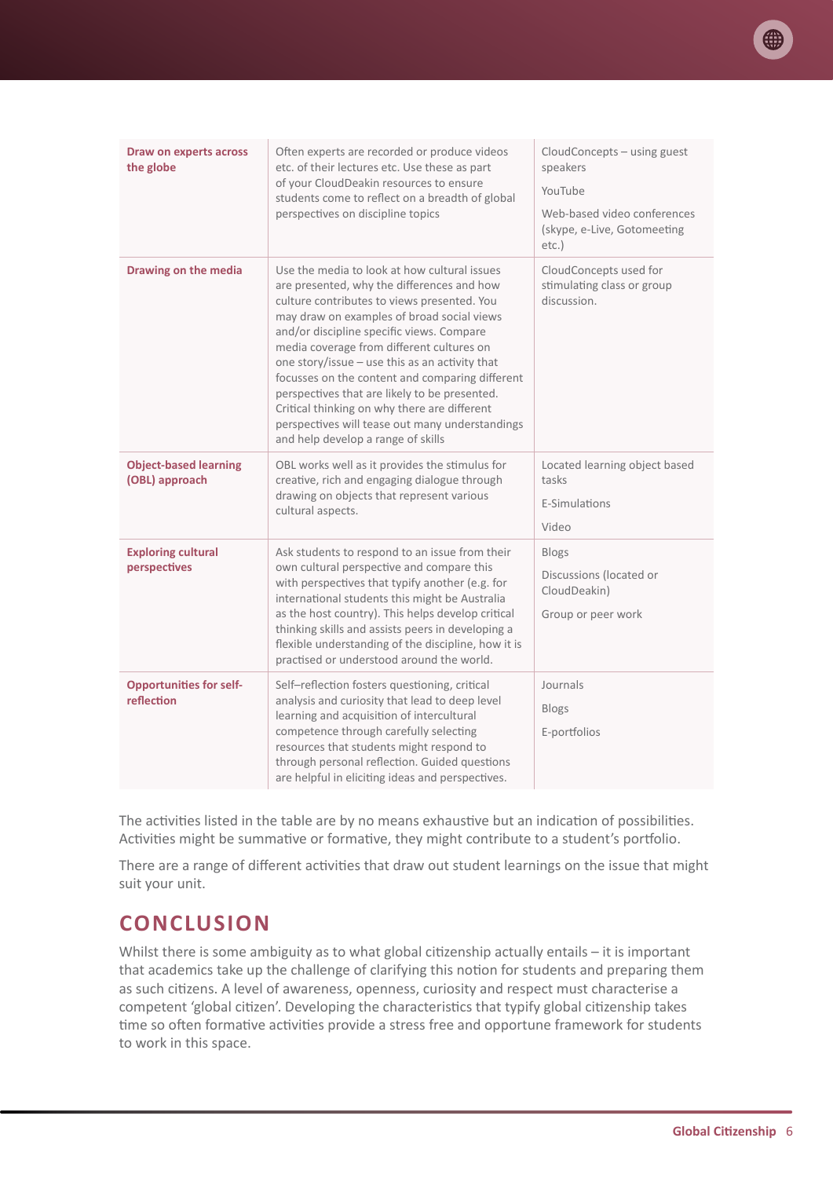| | | |
|---|---|---|
| **Draw on experts across the globe** | Often experts are recorded or produce videos etc. of their lectures etc. Use these as part of your CloudDeakin resources to ensure students come to reflect on a breadth of global perspectives on discipline topics | CloudConcepts – using guest speakers<br><br>YouTube<br><br>Web-based video conferences (skype, e-Live, Gotomeeting etc.) |
| **Drawing on the media** | Use the media to look at how cultural issues are presented, why the differences and how culture contributes to views presented. You may draw on examples of broad social views and/or discipline specific views. Compare media coverage from different cultures on one story/issue – use this as an activity that focusses on the content and comparing different perspectives that are likely to be presented. Critical thinking on why there are different perspectives will tease out many understandings and help develop a range of skills | CloudConcepts used for stimulating class or group discussion. |
| **Object-based learning (OBL) approach** | OBL works well as it provides the stimulus for creative, rich and engaging dialogue through drawing on objects that represent various cultural aspects. | Located learning object based tasks<br><br>E-Simulations<br><br>Video |
| **Exploring cultural perspectives** | Ask students to respond to an issue from their own cultural perspective and compare this with perspectives that typify another (e.g. for international students this might be Australia as the host country). This helps develop critical thinking skills and assists peers in developing a flexible understanding of the discipline, how it is practised or understood around the world. | Blogs<br><br>Discussions (located or CloudDeakin)<br><br>Group or peer work |
| **Opportunities for self-reflection** | Self–reflection fosters questioning, critical analysis and curiosity that lead to deep level learning and acquisition of intercultural competence through carefully selecting resources that students might respond to through personal reflection. Guided questions are helpful in eliciting ideas and perspectives. | Journals<br><br>Blogs<br><br>E-portfolios |

The activities listed in the table are by no means exhaustive but an indication of possibilities. Activities might be summative or formative, they might contribute to a student's portfolio.

There are a range of different activities that draw out student learnings on the issue that might suit your unit.

## CONCLUSION

Whilst there is some ambiguity as to what global citizenship actually entails – it is important that academics take up the challenge of clarifying this notion for students and preparing them as such citizens. A level of awareness, openness, curiosity and respect must characterise a competent 'global citizen'. Developing the characteristics that typify global citizenship takes time so often formative activities provide a stress free and opportune framework for students to work in this space.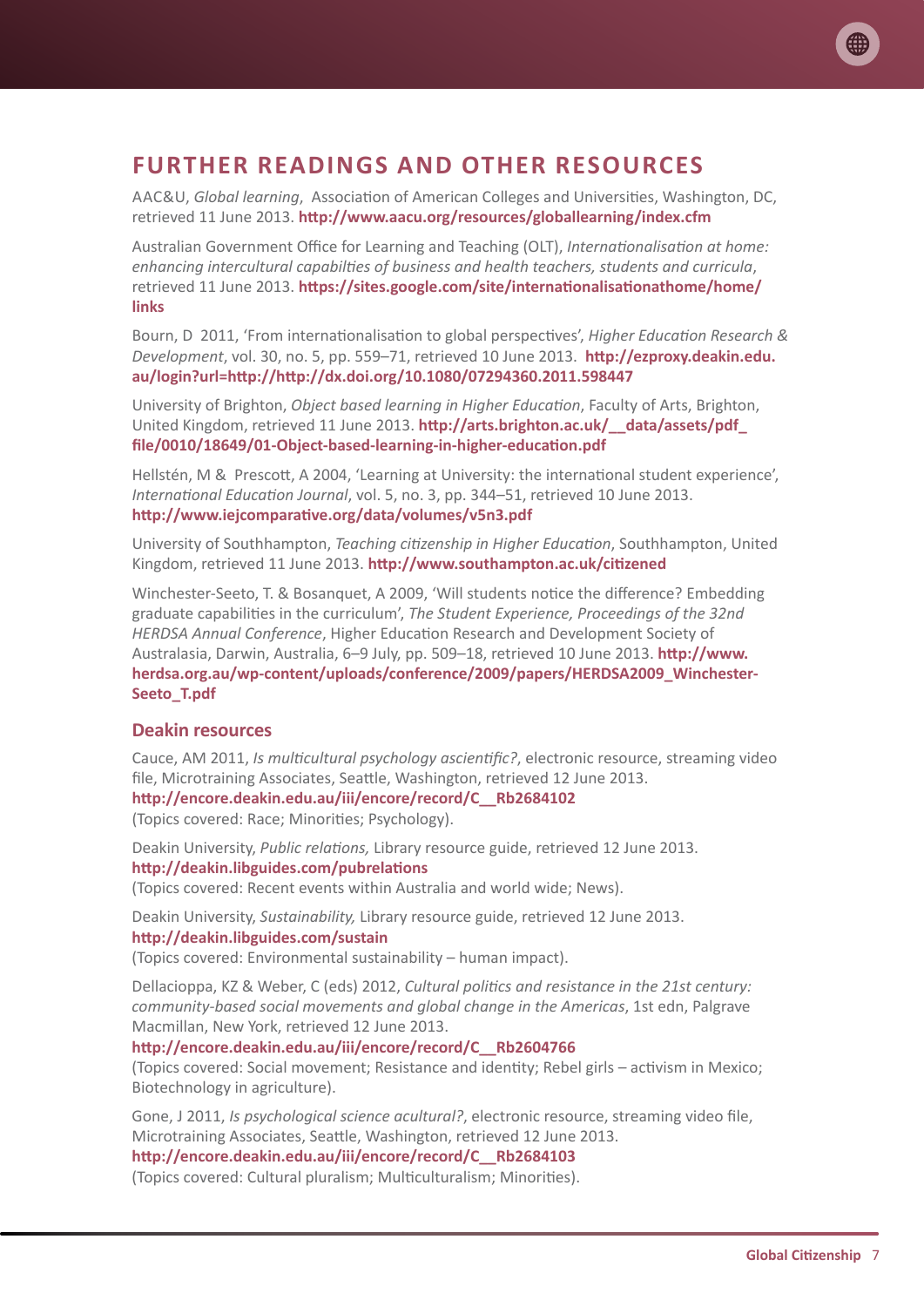## FURTHER READINGS AND OTHER RESOURCES

AAC&U, *Global learning*,  Association of American Colleges and Universities, Washington, DC, retrieved 11 June 2013. **http://www.aacu.org/resources/globallearning/index.cfm**

Australian Government Office for Learning and Teaching (OLT), *Internationalisation at home: enhancing intercultural capabilties of business and health teachers, students and curricula*, retrieved 11 June 2013. **https://sites.google.com/site/internationalisationathome/home/links**

Bourn, D  2011, 'From internationalisation to global perspectives', *Higher Education Research & Development*, vol. 30, no. 5, pp. 559–71, retrieved 10 June 2013.  **http://ezproxy.deakin.edu.au/login?url=http://http://dx.doi.org/10.1080/07294360.2011.598447**

University of Brighton, *Object based learning in Higher Education*, Faculty of Arts, Brighton, United Kingdom, retrieved 11 June 2013. **http://arts.brighton.ac.uk/__data/assets/pdf_file/0010/18649/01-Object-based-learning-in-higher-education.pdf**

Hellstén, M &  Prescott, A 2004, 'Learning at University: the international student experience', *International Education Journal*, vol. 5, no. 3, pp. 344–51, retrieved 10 June 2013. **http://www.iejcomparative.org/data/volumes/v5n3.pdf**

University of Southhampton, *Teaching citizenship in Higher Education*, Southhampton, United Kingdom, retrieved 11 June 2013. **http://www.southampton.ac.uk/citizened**

Winchester-Seeto, T. & Bosanquet, A 2009, 'Will students notice the difference? Embedding graduate capabilities in the curriculum', *The Student Experience, Proceedings of the 32nd HERDSA Annual Conference*, Higher Education Research and Development Society of Australasia, Darwin, Australia, 6–9 July, pp. 509–18, retrieved 10 June 2013. **http://www.herdsa.org.au/wp-content/uploads/conference/2009/papers/HERDSA2009_Winchester-Seeto_T.pdf**

### Deakin resources

Cauce, AM 2011, *Is multicultural psychology ascientific?*, electronic resource, streaming video file, Microtraining Associates, Seattle, Washington, retrieved 12 June 2013.
**http://encore.deakin.edu.au/iii/encore/record/C__Rb2684102**
(Topics covered: Race; Minorities; Psychology).

Deakin University, *Public relations,* Library resource guide, retrieved 12 June 2013.
**http://deakin.libguides.com/pubrelations**
(Topics covered: Recent events within Australia and world wide; News).

Deakin University, *Sustainability,* Library resource guide, retrieved 12 June 2013.
**http://deakin.libguides.com/sustain**
(Topics covered: Environmental sustainability – human impact).

Dellacioppa, KZ & Weber, C (eds) 2012, *Cultural politics and resistance in the 21st century: community-based social movements and global change in the Americas*, 1st edn, Palgrave Macmillan, New York, retrieved 12 June 2013.
**http://encore.deakin.edu.au/iii/encore/record/C__Rb2604766**
(Topics covered: Social movement; Resistance and identity; Rebel girls – activism in Mexico; Biotechnology in agriculture).

Gone, J 2011, *Is psychological science acultural?*, electronic resource, streaming video file, Microtraining Associates, Seattle, Washington, retrieved 12 June 2013.
**http://encore.deakin.edu.au/iii/encore/record/C__Rb2684103**
(Topics covered: Cultural pluralism; Multiculturalism; Minorities).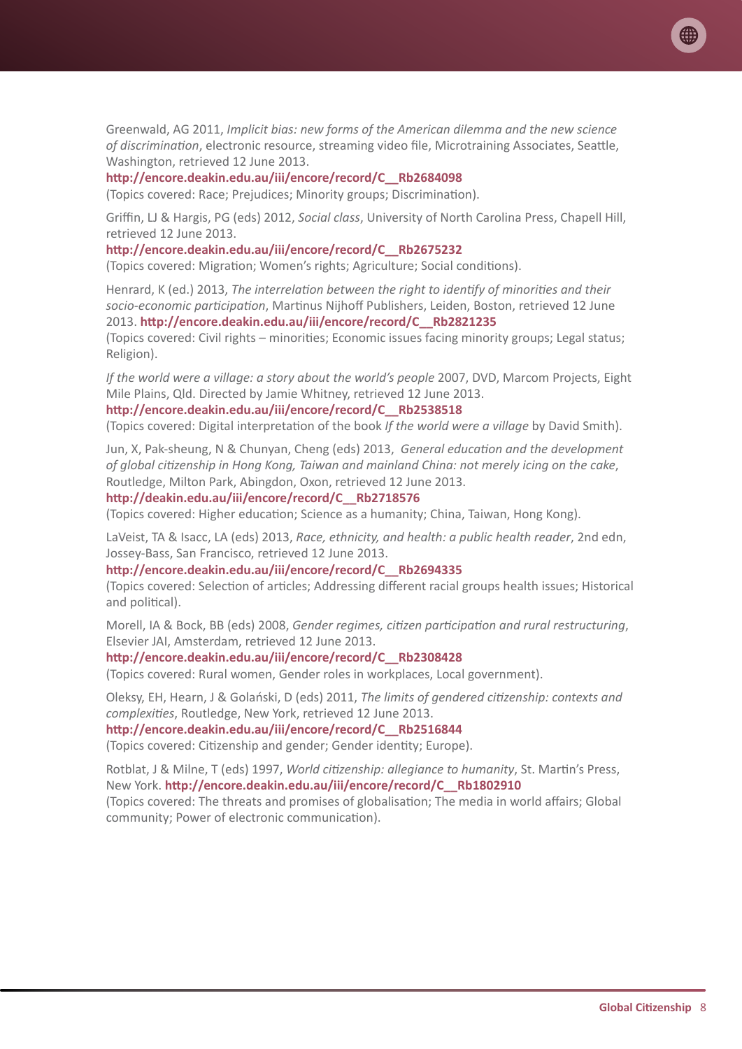Greenwald, AG 2011, *Implicit bias: new forms of the American dilemma and the new science of discrimination*, electronic resource, streaming video file, Microtraining Associates, Seattle, Washington, retrieved 12 June 2013.
**http://encore.deakin.edu.au/iii/encore/record/C__Rb2684098**
(Topics covered: Race; Prejudices; Minority groups; Discrimination).

Griffin, LJ & Hargis, PG (eds) 2012, *Social class*, University of North Carolina Press, Chapell Hill, retrieved 12 June 2013.
**http://encore.deakin.edu.au/iii/encore/record/C__Rb2675232**
(Topics covered: Migration; Women's rights; Agriculture; Social conditions).

Henrard, K (ed.) 2013, *The interrelation between the right to identify of minorities and their socio-economic participation*, Martinus Nijhoff Publishers, Leiden, Boston, retrieved 12 June 2013. **http://encore.deakin.edu.au/iii/encore/record/C__Rb2821235**
(Topics covered: Civil rights – minorities; Economic issues facing minority groups; Legal status; Religion).

*If the world were a village: a story about the world's people* 2007, DVD, Marcom Projects, Eight Mile Plains, Qld. Directed by Jamie Whitney, retrieved 12 June 2013.
**http://encore.deakin.edu.au/iii/encore/record/C__Rb2538518**
(Topics covered: Digital interpretation of the book *If the world were a village* by David Smith).

Jun, X, Pak-sheung, N & Chunyan, Cheng (eds) 2013, *General education and the development of global citizenship in Hong Kong, Taiwan and mainland China: not merely icing on the cake*, Routledge, Milton Park, Abingdon, Oxon, retrieved 12 June 2013.
**http://deakin.edu.au/iii/encore/record/C__Rb2718576**
(Topics covered: Higher education; Science as a humanity; China, Taiwan, Hong Kong).

LaVeist, TA & Isacc, LA (eds) 2013, *Race, ethnicity, and health: a public health reader*, 2nd edn, Jossey-Bass, San Francisco, retrieved 12 June 2013.
**http://encore.deakin.edu.au/iii/encore/record/C__Rb2694335**
(Topics covered: Selection of articles; Addressing different racial groups health issues; Historical and political).

Morell, IA & Bock, BB (eds) 2008, *Gender regimes, citizen participation and rural restructuring*, Elsevier JAI, Amsterdam, retrieved 12 June 2013.
**http://encore.deakin.edu.au/iii/encore/record/C__Rb2308428**
(Topics covered: Rural women, Gender roles in workplaces, Local government).

Oleksy, EH, Hearn, J & Golański, D (eds) 2011, *The limits of gendered citizenship: contexts and complexities*, Routledge, New York, retrieved 12 June 2013.
**http://encore.deakin.edu.au/iii/encore/record/C__Rb2516844**
(Topics covered: Citizenship and gender; Gender identity; Europe).

Rotblat, J & Milne, T (eds) 1997, *World citizenship: allegiance to humanity*, St. Martin's Press, New York. **http://encore.deakin.edu.au/iii/encore/record/C__Rb1802910**
(Topics covered: The threats and promises of globalisation; The media in world affairs; Global community; Power of electronic communication).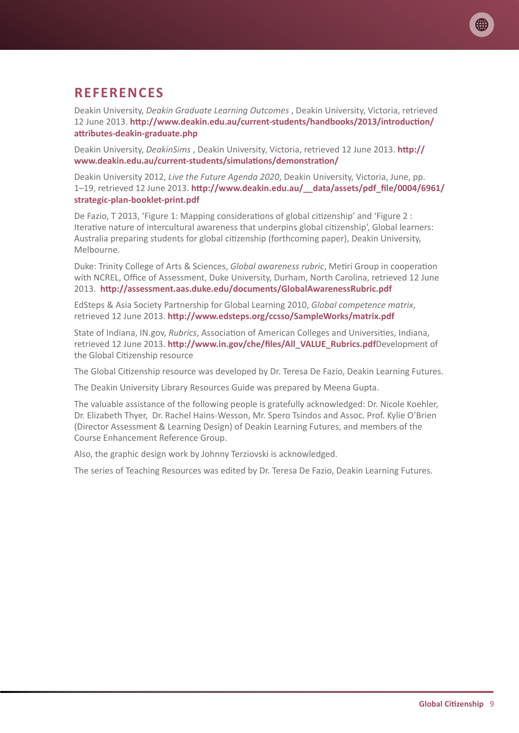## REFERENCES

Deakin University, *Deakin Graduate Learning Outcomes* , Deakin University, Victoria, retrieved 12 June 2013. **http://www.deakin.edu.au/current-students/handbooks/2013/introduction/attributes-deakin-graduate.php**

Deakin University, *DeakinSims* , Deakin University, Victoria, retrieved 12 June 2013. **http://www.deakin.edu.au/current-students/simulations/demonstration/**

Deakin University 2012, *Live the Future Agenda 2020*, Deakin University, Victoria, June, pp. 1–19, retrieved 12 June 2013. **http://www.deakin.edu.au/__data/assets/pdf_file/0004/6961/strategic-plan-booklet-print.pdf**

De Fazio, T 2013, 'Figure 1: Mapping considerations of global citizenship' and 'Figure 2 : Iterative nature of intercultural awareness that underpins global citizenship', Global learners: Australia preparing students for global citizenship (forthcoming paper), Deakin University, Melbourne.

Duke: Trinity College of Arts & Sciences, *Global awareness rubric*, Metiri Group in cooperation with NCREL, Office of Assessment, Duke University, Durham, North Carolina, retrieved 12 June 2013. **http://assessment.aas.duke.edu/documents/GlobalAwarenessRubric.pdf**

EdSteps & Asia Society Partnership for Global Learning 2010, *Global competence matrix*, retrieved 12 June 2013. **http://www.edsteps.org/ccsso/SampleWorks/matrix.pdf**

State of Indiana, IN.gov, *Rubrics*, Association of American Colleges and Universities, Indiana, retrieved 12 June 2013. **http://www.in.gov/che/files/All_VALUE_Rubrics.pdf**Development of the Global Citizenship resource

The Global Citizenship resource was developed by Dr. Teresa De Fazio, Deakin Learning Futures.

The Deakin University Library Resources Guide was prepared by Meena Gupta.

The valuable assistance of the following people is gratefully acknowledged: Dr. Nicole Koehler, Dr. Elizabeth Thyer, Dr. Rachel Hains-Wesson, Mr. Spero Tsindos and Assoc. Prof. Kylie O'Brien (Director Assessment & Learning Design) of Deakin Learning Futures, and members of the Course Enhancement Reference Group.

Also, the graphic design work by Johnny Terziovski is acknowledged.

The series of Teaching Resources was edited by Dr. Teresa De Fazio, Deakin Learning Futures.